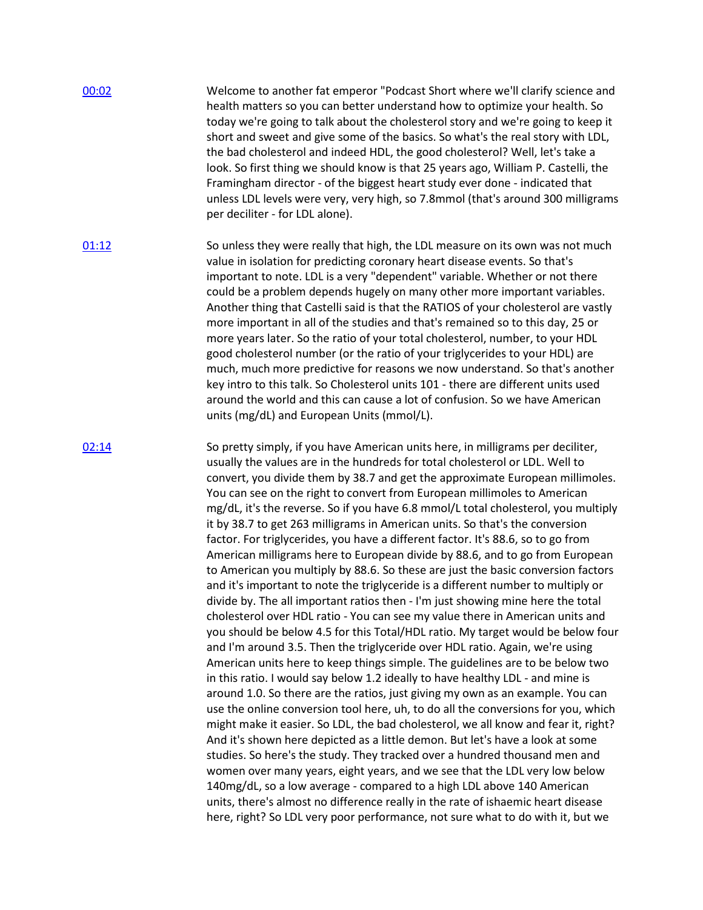[00:02](#)

Welcome to another fat emperor "Podcast Short where we'll clarify science and health matters so you can better understand how to optimize your health. So today we're going to talk about the cholesterol story and we're going to keep it short and sweet and give some of the basics. So what's the real story with LDL, the bad cholesterol and indeed HDL, the good cholesterol? Well, let's take a look. So first thing we should know is that 25 years ago, William P. Castelli, the Framingham director - of the biggest heart study ever done - indicated that unless LDL levels were very, very high, so 7.8mmol (that's around 300 milligrams per deciliter - for LDL alone).

[01:12](#)

So unless they were really that high, the LDL measure on its own was not much value in isolation for predicting coronary heart disease events. So that's important to note. LDL is a very "dependent" variable. Whether or not there could be a problem depends hugely on many other more important variables. Another thing that Castelli said is that the RATIOS of your cholesterol are vastly more important in all of the studies and that's remained so to this day, 25 or more years later. So the ratio of your total cholesterol, number, to your HDL good cholesterol number (or the ratio of your triglycerides to your HDL) are much, much more predictive for reasons we now understand. So that's another key intro to this talk. So Cholesterol units 101 - there are different units used around the world and this can cause a lot of confusion. So we have American units (mg/dL) and European Units (mmol/L).

[02:14](#)

So pretty simply, if you have American units here, in milligrams per deciliter, usually the values are in the hundreds for total cholesterol or LDL. Well to convert, you divide them by 38.7 and get the approximate European millimoles. You can see on the right to convert from European millimoles to American mg/dL, it's the reverse. So if you have 6.8 mmol/L total cholesterol, you multiply it by 38.7 to get 263 milligrams in American units. So that's the conversion factor. For triglycerides, you have a different factor. It's 88.6, so to go from American milligrams here to European divide by 88.6, and to go from European to American you multiply by 88.6. So these are just the basic conversion factors and it's important to note the triglyceride is a different number to multiply or divide by. The all important ratios then - I'm just showing mine here the total cholesterol over HDL ratio - You can see my value there in American units and you should be below 4.5 for this Total/HDL ratio. My target would be below four and I'm around 3.5. Then the triglyceride over HDL ratio. Again, we're using American units here to keep things simple. The guidelines are to be below two in this ratio. I would say below 1.2 ideally to have healthy LDL - and mine is around 1.0. So there are the ratios, just giving my own as an example. You can use the online conversion tool here, uh, to do all the conversions for you, which might make it easier. So LDL, the bad cholesterol, we all know and fear it, right? And it's shown here depicted as a little demon. But let's have a look at some studies. So here's the study. They tracked over a hundred thousand men and women over many years, eight years, and we see that the LDL very low below 140mg/dL, so a low average - compared to a high LDL above 140 American units, there's almost no difference really in the rate of ishaemic heart disease here, right? So LDL very poor performance, not sure what to do with it, but we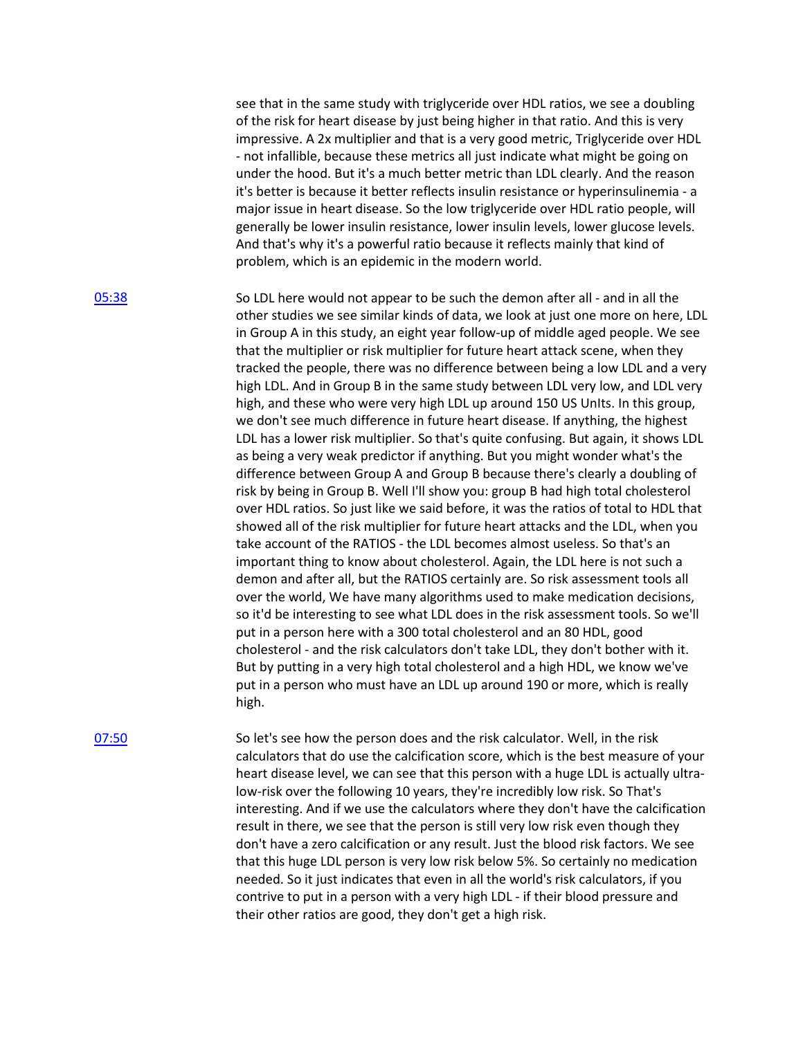see that in the same study with triglyceride over HDL ratios, we see a doubling of the risk for heart disease by just being higher in that ratio. And this is very impressive. A 2x multiplier and that is a very good metric, Triglyceride over HDL - not infallible, because these metrics all just indicate what might be going on under the hood. But it's a much better metric than LDL clearly. And the reason it's better is because it better reflects insulin resistance or hyperinsulinemia - a major issue in heart disease. So the low triglyceride over HDL ratio people, will generally be lower insulin resistance, lower insulin levels, lower glucose levels. And that's why it's a powerful ratio because it reflects mainly that kind of problem, which is an epidemic in the modern world.

[05:38]

So LDL here would not appear to be such the demon after all - and in all the other studies we see similar kinds of data, we look at just one more on here, LDL in Group A in this study, an eight year follow-up of middle aged people. We see that the multiplier or risk multiplier for future heart attack scene, when they tracked the people, there was no difference between being a low LDL and a very high LDL. And in Group B in the same study between LDL very low, and LDL very high, and these who were very high LDL up around 150 US UnIts. In this group, we don't see much difference in future heart disease. If anything, the highest LDL has a lower risk multiplier. So that's quite confusing. But again, it shows LDL as being a very weak predictor if anything. But you might wonder what's the difference between Group A and Group B because there's clearly a doubling of risk by being in Group B. Well I'll show you: group B had high total cholesterol over HDL ratios. So just like we said before, it was the ratios of total to HDL that showed all of the risk multiplier for future heart attacks and the LDL, when you take account of the RATIOS - the LDL becomes almost useless. So that's an important thing to know about cholesterol. Again, the LDL here is not such a demon and after all, but the RATIOS certainly are. So risk assessment tools all over the world, We have many algorithms used to make medication decisions, so it'd be interesting to see what LDL does in the risk assessment tools. So we'll put in a person here with a 300 total cholesterol and an 80 HDL, good cholesterol - and the risk calculators don't take LDL, they don't bother with it. But by putting in a very high total cholesterol and a high HDL, we know we've put in a person who must have an LDL up around 190 or more, which is really high.

[07:50]

So let's see how the person does and the risk calculator. Well, in the risk calculators that do use the calcification score, which is the best measure of your heart disease level, we can see that this person with a huge LDL is actually ultra-low-risk over the following 10 years, they're incredibly low risk. So That's interesting. And if we use the calculators where they don't have the calcification result in there, we see that the person is still very low risk even though they don't have a zero calcification or any result. Just the blood risk factors. We see that this huge LDL person is very low risk below 5%. So certainly no medication needed. So it just indicates that even in all the world's risk calculators, if you contrive to put in a person with a very high LDL - if their blood pressure and their other ratios are good, they don't get a high risk.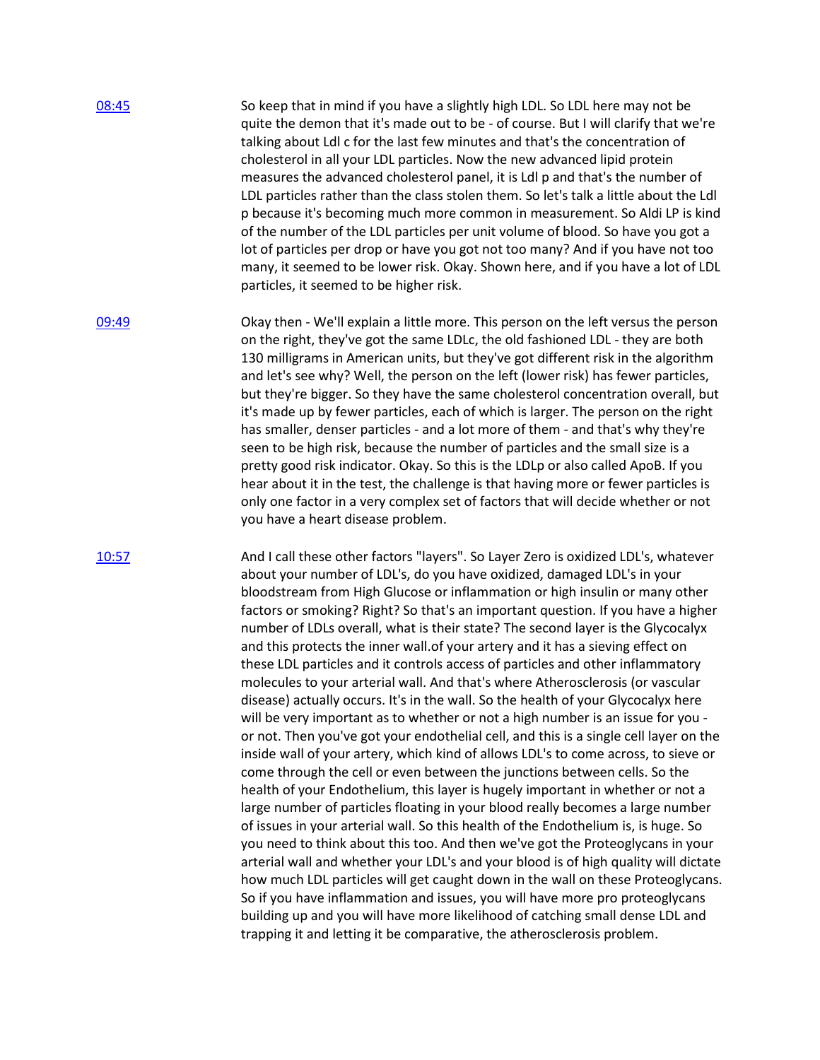[08:45](#)

So keep that in mind if you have a slightly high LDL. So LDL here may not be quite the demon that it's made out to be - of course. But I will clarify that we're talking about Ldl c for the last few minutes and that's the concentration of cholesterol in all your LDL particles. Now the new advanced lipid protein measures the advanced cholesterol panel, it is Ldl p and that's the number of LDL particles rather than the class stolen them. So let's talk a little about the Ldl p because it's becoming much more common in measurement. So Aldi LP is kind of the number of the LDL particles per unit volume of blood. So have you got a lot of particles per drop or have you got not too many? And if you have not too many, it seemed to be lower risk. Okay. Shown here, and if you have a lot of LDL particles, it seemed to be higher risk.

[09:49](#)

Okay then - We'll explain a little more. This person on the left versus the person on the right, they've got the same LDLc, the old fashioned LDL - they are both 130 milligrams in American units, but they've got different risk in the algorithm and let's see why? Well, the person on the left (lower risk) has fewer particles, but they're bigger. So they have the same cholesterol concentration overall, but it's made up by fewer particles, each of which is larger. The person on the right has smaller, denser particles - and a lot more of them - and that's why they're seen to be high risk, because the number of particles and the small size is a pretty good risk indicator. Okay. So this is the LDLp or also called ApoB. If you hear about it in the test, the challenge is that having more or fewer particles is only one factor in a very complex set of factors that will decide whether or not you have a heart disease problem.

[10:57](#)

And I call these other factors "layers". So Layer Zero is oxidized LDL's, whatever about your number of LDL's, do you have oxidized, damaged LDL's in your bloodstream from High Glucose or inflammation or high insulin or many other factors or smoking? Right? So that's an important question. If you have a higher number of LDLs overall, what is their state? The second layer is the Glycocalyx and this protects the inner wall.of your artery and it has a sieving effect on these LDL particles and it controls access of particles and other inflammatory molecules to your arterial wall. And that's where Atherosclerosis (or vascular disease) actually occurs. It's in the wall. So the health of your Glycocalyx here will be very important as to whether or not a high number is an issue for you - or not. Then you've got your endothelial cell, and this is a single cell layer on the inside wall of your artery, which kind of allows LDL's to come across, to sieve or come through the cell or even between the junctions between cells. So the health of your Endothelium, this layer is hugely important in whether or not a large number of particles floating in your blood really becomes a large number of issues in your arterial wall. So this health of the Endothelium is, is huge. So you need to think about this too. And then we've got the Proteoglycans in your arterial wall and whether your LDL's and your blood is of high quality will dictate how much LDL particles will get caught down in the wall on these Proteoglycans. So if you have inflammation and issues, you will have more pro proteoglycans building up and you will have more likelihood of catching small dense LDL and trapping it and letting it be comparative, the atherosclerosis problem.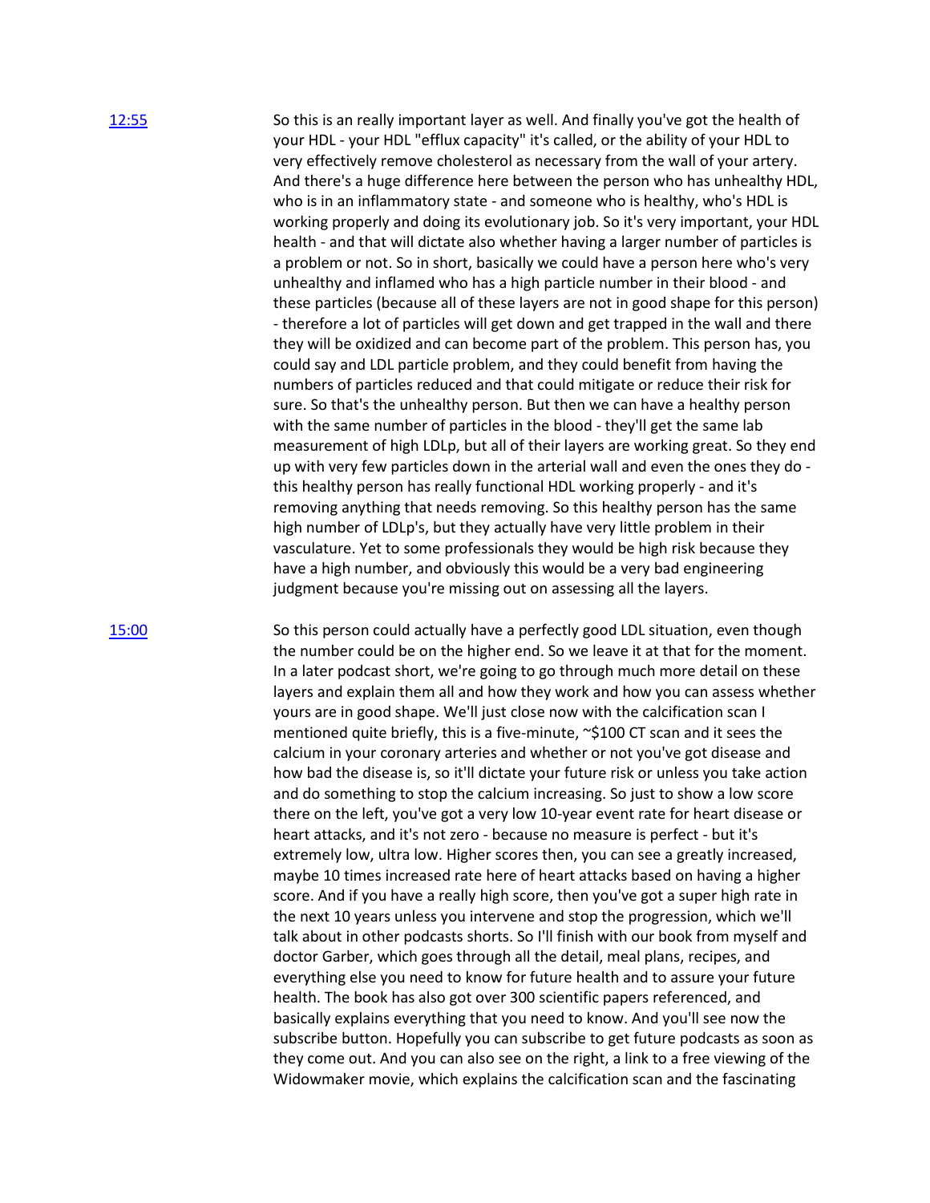[12:55]

So this is an really important layer as well. And finally you've got the health of your HDL - your HDL "efflux capacity" it's called, or the ability of your HDL to very effectively remove cholesterol as necessary from the wall of your artery. And there's a huge difference here between the person who has unhealthy HDL, who is in an inflammatory state - and someone who is healthy, who's HDL is working properly and doing its evolutionary job. So it's very important, your HDL health - and that will dictate also whether having a larger number of particles is a problem or not. So in short, basically we could have a person here who's very unhealthy and inflamed who has a high particle number in their blood - and these particles (because all of these layers are not in good shape for this person) - therefore a lot of particles will get down and get trapped in the wall and there they will be oxidized and can become part of the problem. This person has, you could say and LDL particle problem, and they could benefit from having the numbers of particles reduced and that could mitigate or reduce their risk for sure. So that's the unhealthy person. But then we can have a healthy person with the same number of particles in the blood - they'll get the same lab measurement of high LDLp, but all of their layers are working great. So they end up with very few particles down in the arterial wall and even the ones they do - this healthy person has really functional HDL working properly - and it's removing anything that needs removing. So this healthy person has the same high number of LDLp's, but they actually have very little problem in their vasculature. Yet to some professionals they would be high risk because they have a high number, and obviously this would be a very bad engineering judgment because you're missing out on assessing all the layers.

[15:00]

So this person could actually have a perfectly good LDL situation, even though the number could be on the higher end. So we leave it at that for the moment. In a later podcast short, we're going to go through much more detail on these layers and explain them all and how they work and how you can assess whether yours are in good shape. We'll just close now with the calcification scan I mentioned quite briefly, this is a five-minute, ~$100 CT scan and it sees the calcium in your coronary arteries and whether or not you've got disease and how bad the disease is, so it'll dictate your future risk or unless you take action and do something to stop the calcium increasing. So just to show a low score there on the left, you've got a very low 10-year event rate for heart disease or heart attacks, and it's not zero - because no measure is perfect - but it's extremely low, ultra low. Higher scores then, you can see a greatly increased, maybe 10 times increased rate here of heart attacks based on having a higher score. And if you have a really high score, then you've got a super high rate in the next 10 years unless you intervene and stop the progression, which we'll talk about in other podcasts shorts. So I'll finish with our book from myself and doctor Garber, which goes through all the detail, meal plans, recipes, and everything else you need to know for future health and to assure your future health. The book has also got over 300 scientific papers referenced, and basically explains everything that you need to know. And you'll see now the subscribe button. Hopefully you can subscribe to get future podcasts as soon as they come out. And you can also see on the right, a link to a free viewing of the Widowmaker movie, which explains the calcification scan and the fascinating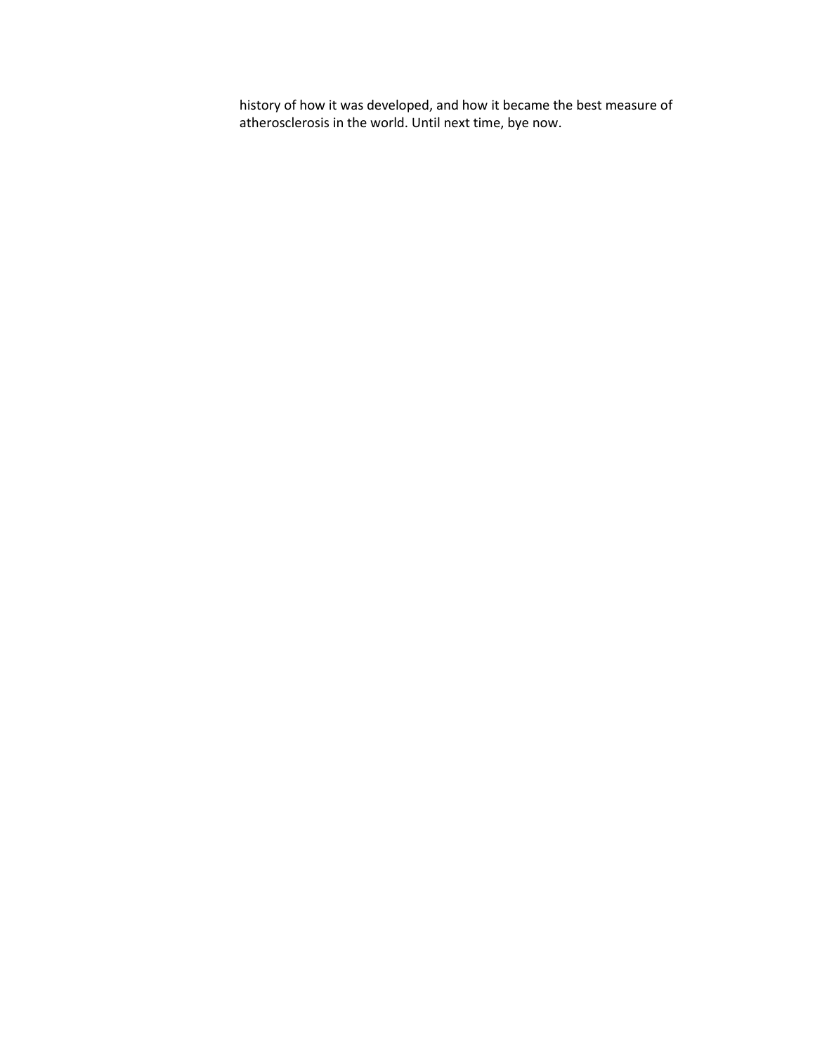history of how it was developed, and how it became the best measure of atherosclerosis in the world. Until next time, bye now.